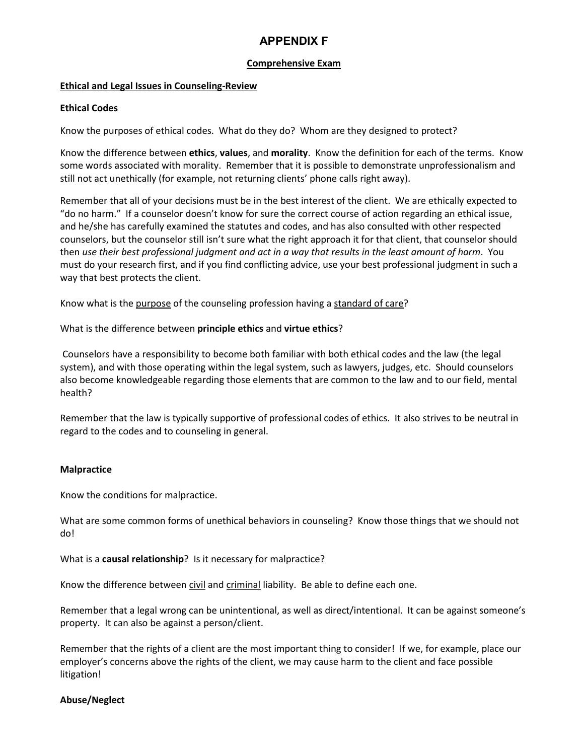# APPENDIX F

## Comprehensive Exam

### Ethical and Legal Issues in Counseling-Review

**Ethical Codes**

Know the purposes of ethical codes. What do they do? Whom are they designed to protect?

Know the difference between **ethics**, **values**, and **morality**. Know the definition for each of the terms. Know some words associated with morality. Remember that it is possible to demonstrate unprofessionalism and still not act unethically (for example, not returning clients' phone calls right away).

Remember that all of your decisions must be in the best interest of the client. We are ethically expected to "do no harm." If a counselor doesn't know for sure the correct course of action regarding an ethical issue, and he/she has carefully examined the statutes and codes, and has also consulted with other respected counselors, but the counselor still isn't sure what the right approach it for that client, that counselor should then *use their best professional judgment and act in a way that results in the least amount of harm*. You must do your research first, and if you find conflicting advice, use your best professional judgment in such a way that best protects the client.

Know what is the purpose of the counseling profession having a standard of care?

What is the difference between **principle ethics** and **virtue ethics**?

Counselors have a responsibility to become both familiar with both ethical codes and the law (the legal system), and with those operating within the legal system, such as lawyers, judges, etc. Should counselors also become knowledgeable regarding those elements that are common to the law and to our field, mental health?

Remember that the law is typically supportive of professional codes of ethics. It also strives to be neutral in regard to the codes and to counseling in general.

**Malpractice**

Know the conditions for malpractice.

What are some common forms of unethical behaviors in counseling? Know those things that we should not do!

What is a **causal relationship**? Is it necessary for malpractice?

Know the difference between civil and criminal liability. Be able to define each one.

Remember that a legal wrong can be unintentional, as well as direct/intentional. It can be against someone's property. It can also be against a person/client.

Remember that the rights of a client are the most important thing to consider! If we, for example, place our employer's concerns above the rights of the client, we may cause harm to the client and face possible litigation!

**Abuse/Neglect**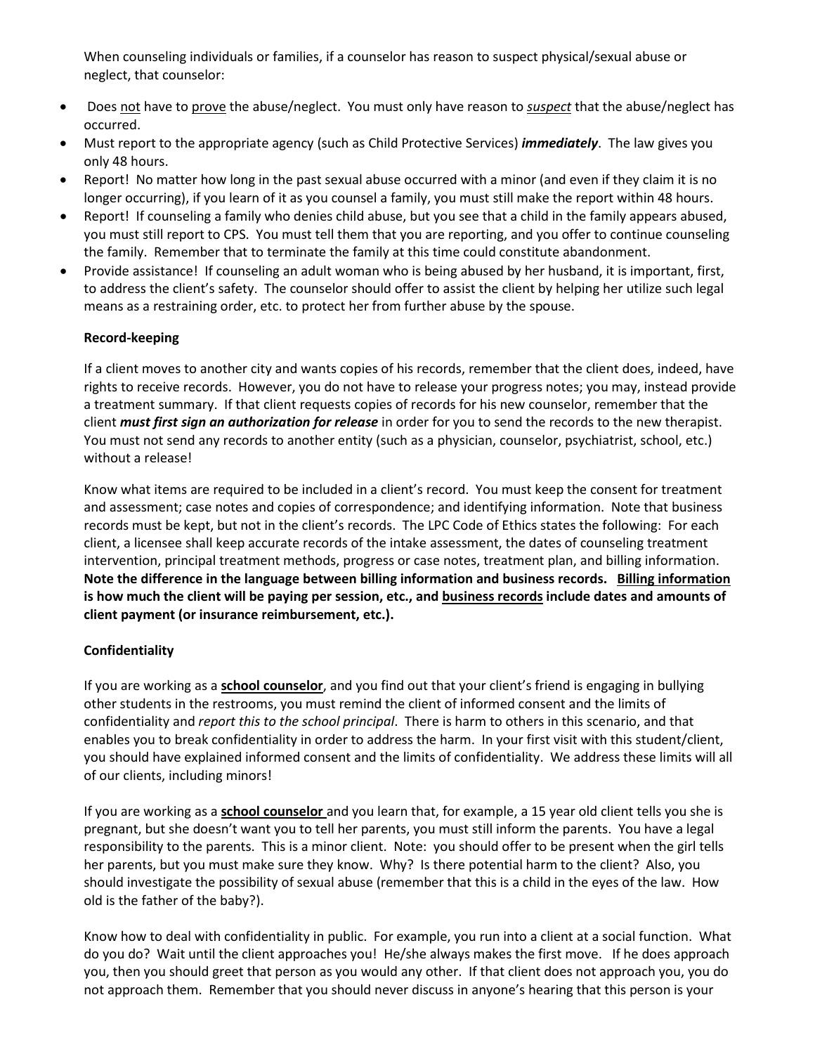When counseling individuals or families, if a counselor has reason to suspect physical/sexual abuse or neglect, that counselor:

- Does <u>not</u> have to <u>prove</u> the abuse/neglect. You must only have reason to ***suspect*** that the abuse/neglect has occurred.
- Must report to the appropriate agency (such as Child Protective Services) ***immediately***. The law gives you only 48 hours.
- Report! No matter how long in the past sexual abuse occurred with a minor (and even if they claim it is no longer occurring), if you learn of it as you counsel a family, you must still make the report within 48 hours.
- Report! If counseling a family who denies child abuse, but you see that a child in the family appears abused, you must still report to CPS. You must tell them that you are reporting, and you offer to continue counseling the family. Remember that to terminate the family at this time could constitute abandonment.
- Provide assistance! If counseling an adult woman who is being abused by her husband, it is important, first, to address the client's safety. The counselor should offer to assist the client by helping her utilize such legal means as a restraining order, etc. to protect her from further abuse by the spouse.

**Record-keeping**

If a client moves to another city and wants copies of his records, remember that the client does, indeed, have rights to receive records. However, you do not have to release your progress notes; you may, instead provide a treatment summary. If that client requests copies of records for his new counselor, remember that the client ***must first sign an authorization for release*** in order for you to send the records to the new therapist. You must not send any records to another entity (such as a physician, counselor, psychiatrist, school, etc.) without a release!

Know what items are required to be included in a client's record. You must keep the consent for treatment and assessment; case notes and copies of correspondence; and identifying information. Note that business records must be kept, but not in the client's records. The LPC Code of Ethics states the following: For each client, a licensee shall keep accurate records of the intake assessment, the dates of counseling treatment intervention, principal treatment methods, progress or case notes, treatment plan, and billing information. **Note the difference in the language between billing information and business records. <u>Billing information</u> is how much the client will be paying per session, etc., and <u>business records</u> include dates and amounts of client payment (or insurance reimbursement, etc.).**

**Confidentiality**

If you are working as a **<u>school counselor</u>**, and you find out that your client's friend is engaging in bullying other students in the restrooms, you must remind the client of informed consent and the limits of confidentiality and *report this to the school principal*. There is harm to others in this scenario, and that enables you to break confidentiality in order to address the harm. In your first visit with this student/client, you should have explained informed consent and the limits of confidentiality. We address these limits will all of our clients, including minors!

If you are working as a **<u>school counselor</u>** and you learn that, for example, a 15 year old client tells you she is pregnant, but she doesn't want you to tell her parents, you must still inform the parents. You have a legal responsibility to the parents. This is a minor client. Note: you should offer to be present when the girl tells her parents, but you must make sure they know. Why? Is there potential harm to the client? Also, you should investigate the possibility of sexual abuse (remember that this is a child in the eyes of the law. How old is the father of the baby?).

Know how to deal with confidentiality in public. For example, you run into a client at a social function. What do you do? Wait until the client approaches you! He/she always makes the first move. If he does approach you, then you should greet that person as you would any other. If that client does not approach you, you do not approach them. Remember that you should never discuss in anyone's hearing that this person is your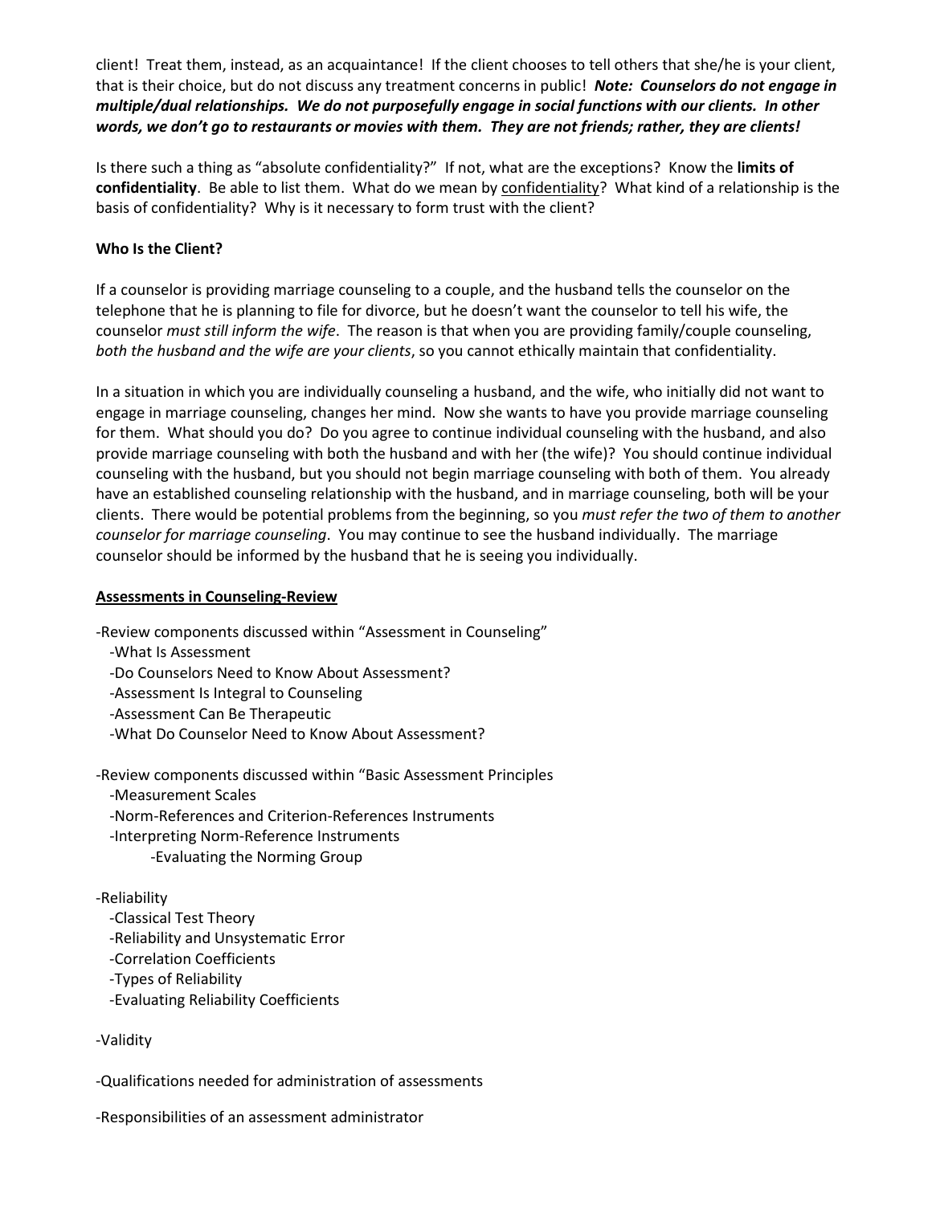client! Treat them, instead, as an acquaintance! If the client chooses to tell others that she/he is your client, that is their choice, but do not discuss any treatment concerns in public! ***Note: Counselors do not engage in multiple/dual relationships. We do not purposefully engage in social functions with our clients. In other words, we don't go to restaurants or movies with them. They are not friends; rather, they are clients!***

Is there such a thing as "absolute confidentiality?" If not, what are the exceptions? Know the **limits of confidentiality**. Be able to list them. What do we mean by <u>confidentiality</u>? What kind of a relationship is the basis of confidentiality? Why is it necessary to form trust with the client?

**Who Is the Client?**

If a counselor is providing marriage counseling to a couple, and the husband tells the counselor on the telephone that he is planning to file for divorce, but he doesn't want the counselor to tell his wife, the counselor *must still inform the wife*. The reason is that when you are providing family/couple counseling, *both the husband and the wife are your clients*, so you cannot ethically maintain that confidentiality.

In a situation in which you are individually counseling a husband, and the wife, who initially did not want to engage in marriage counseling, changes her mind. Now she wants to have you provide marriage counseling for them. What should you do? Do you agree to continue individual counseling with the husband, and also provide marriage counseling with both the husband and with her (the wife)? You should continue individual counseling with the husband, but you should not begin marriage counseling with both of them. You already have an established counseling relationship with the husband, and in marriage counseling, both will be your clients. There would be potential problems from the beginning, so you *must refer the two of them to another counselor for marriage counseling*. You may continue to see the husband individually. The marriage counselor should be informed by the husband that he is seeing you individually.

**<u>Assessments in Counseling-Review</u>**

-Review components discussed within "Assessment in Counseling"
- -What Is Assessment
- -Do Counselors Need to Know About Assessment?
- -Assessment Is Integral to Counseling
- -Assessment Can Be Therapeutic
- -What Do Counselor Need to Know About Assessment?

-Review components discussed within "Basic Assessment Principles
- -Measurement Scales
- -Norm-References and Criterion-References Instruments
- -Interpreting Norm-Reference Instruments
  - -Evaluating the Norming Group

-Reliability
- -Classical Test Theory
- -Reliability and Unsystematic Error
- -Correlation Coefficients
- -Types of Reliability
- -Evaluating Reliability Coefficients

-Validity

-Qualifications needed for administration of assessments

-Responsibilities of an assessment administrator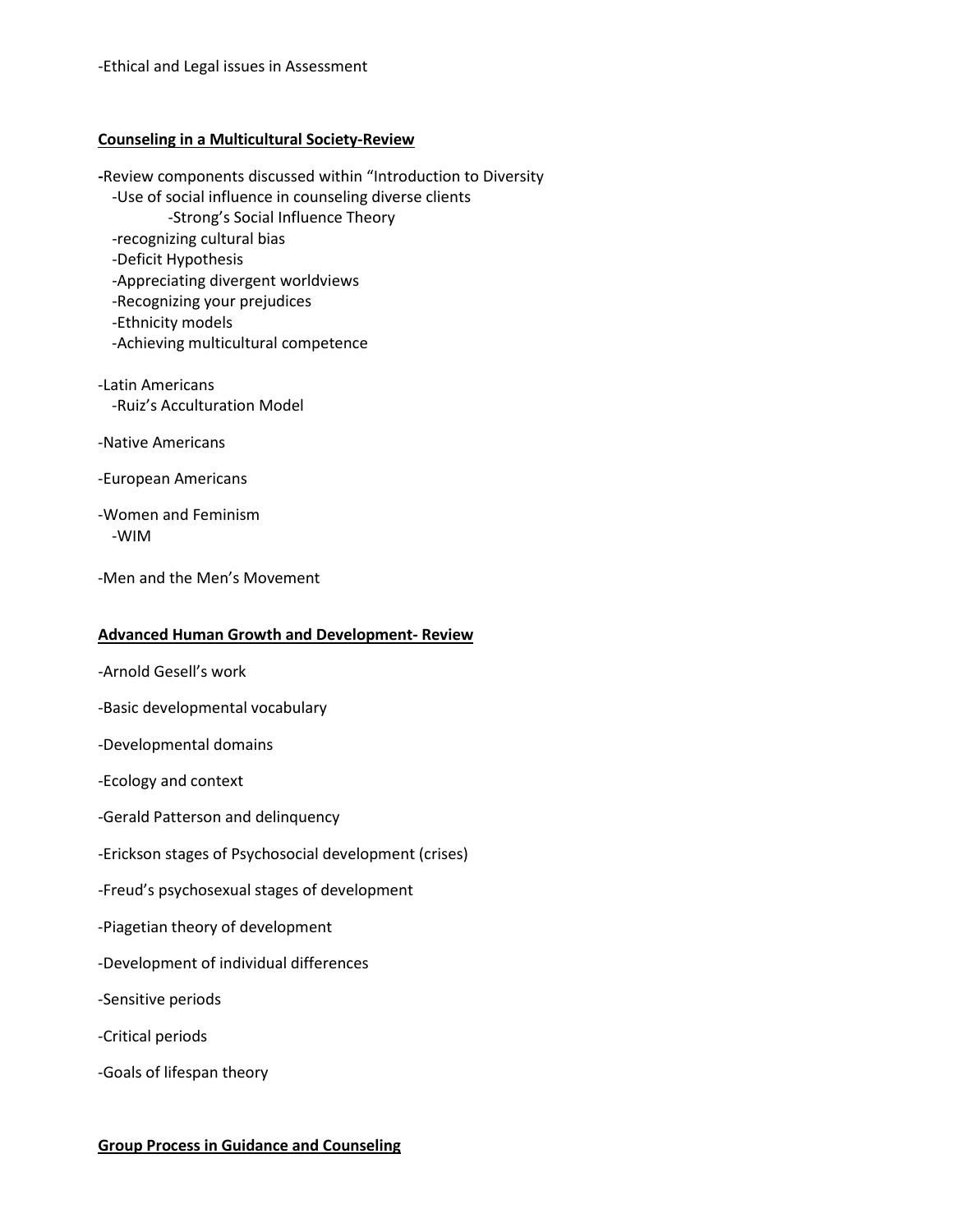-Ethical and Legal issues in Assessment

**Counseling in a Multicultural Society-Review**

-Review components discussed within "Introduction to Diversity
  - -Use of social influence in counseling diverse clients
    - -Strong's Social Influence Theory
  - -recognizing cultural bias
  - -Deficit Hypothesis
  - -Appreciating divergent worldviews
  - -Recognizing your prejudices
  - -Ethnicity models
  - -Achieving multicultural competence

-Latin Americans
  - -Ruiz's Acculturation Model

-Native Americans

-European Americans

-Women and Feminism
  - -WIM

-Men and the Men's Movement

**Advanced Human Growth and Development- Review**

-Arnold Gesell's work

-Basic developmental vocabulary

-Developmental domains

-Ecology and context

-Gerald Patterson and delinquency

-Erickson stages of Psychosocial development (crises)

-Freud's psychosexual stages of development

-Piagetian theory of development

-Development of individual differences

-Sensitive periods

-Critical periods

-Goals of lifespan theory

**Group Process in Guidance and Counseling**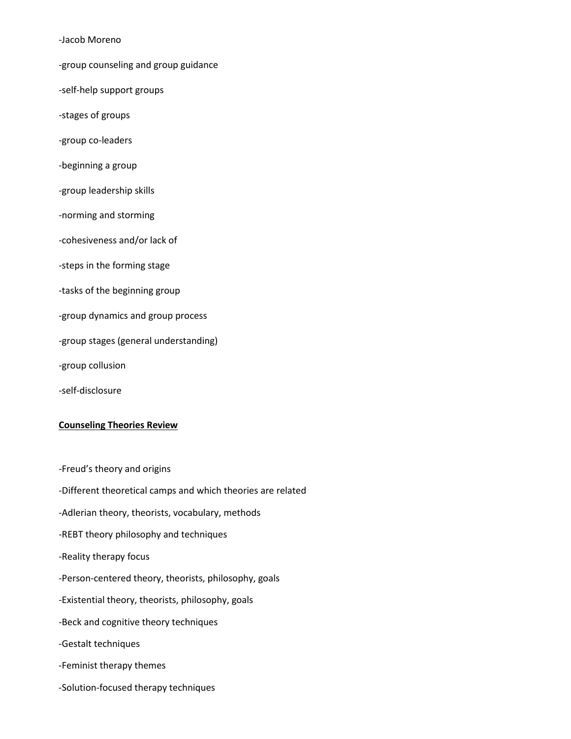-Jacob Moreno

-group counseling and group guidance

-self-help support groups

-stages of groups

-group co-leaders

-beginning a group

-group leadership skills

-norming and storming

-cohesiveness and/or lack of

-steps in the forming stage

-tasks of the beginning group

-group dynamics and group process

-group stages (general understanding)

-group collusion

-self-disclosure

**<u>Counseling Theories Review</u>**

-Freud's theory and origins

-Different theoretical camps and which theories are related

-Adlerian theory, theorists, vocabulary, methods

-REBT theory philosophy and techniques

-Reality therapy focus

-Person-centered theory, theorists, philosophy, goals

-Existential theory, theorists, philosophy, goals

-Beck and cognitive theory techniques

-Gestalt techniques

-Feminist therapy themes

-Solution-focused therapy techniques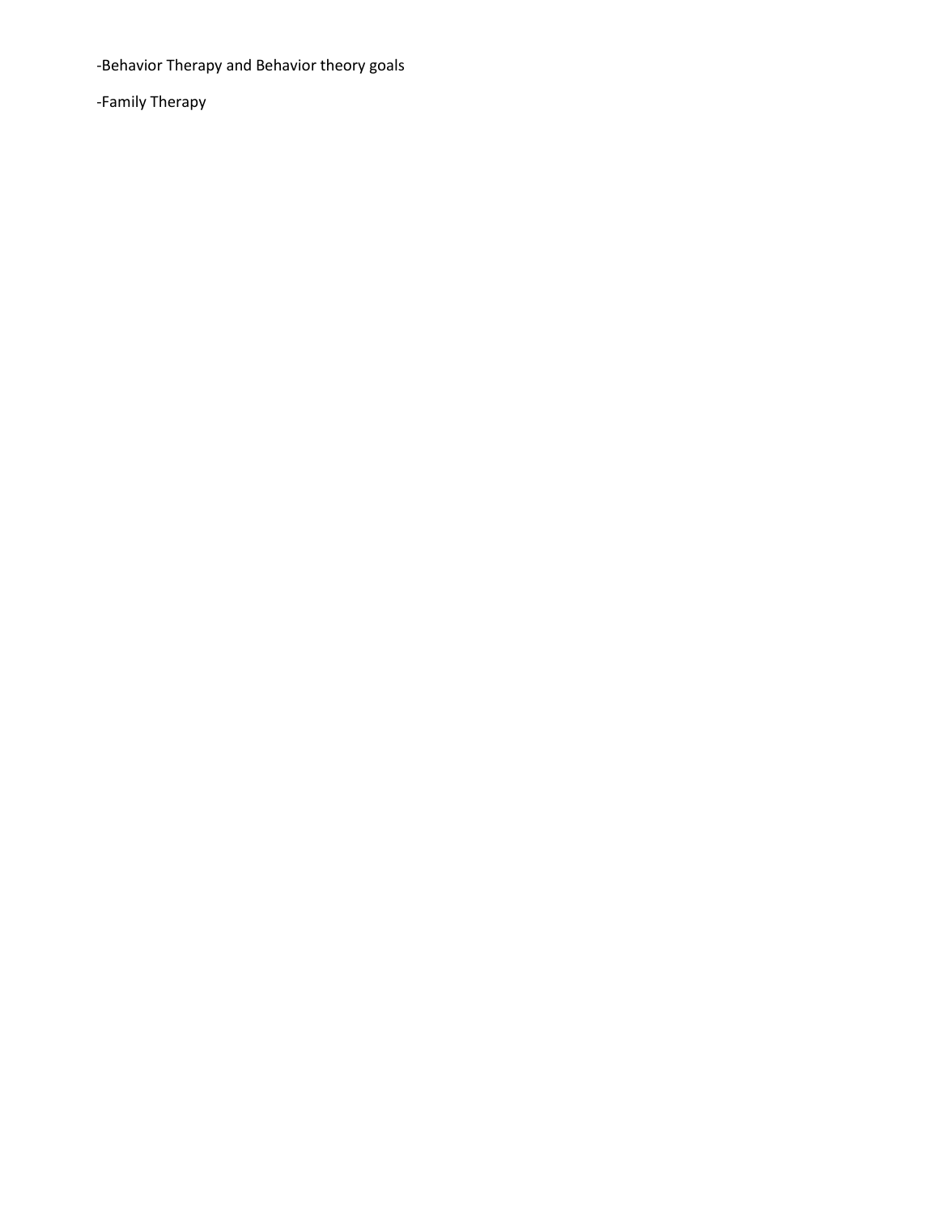-Behavior Therapy and Behavior theory goals

-Family Therapy